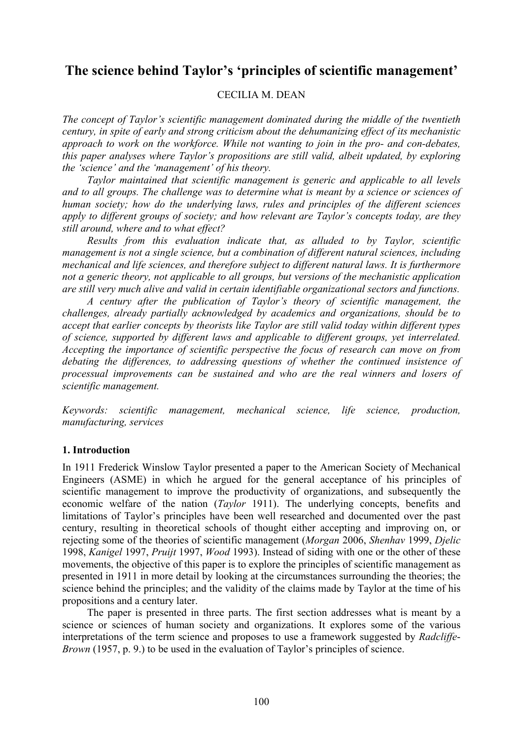# The science behind Taylor's 'principles of scientific management'

CECILIA M. DEAN

*The concept of Taylor's scientific management dominated during the middle of the twentieth century, in spite of early and strong criticism about the dehumanizing effect of its mechanistic approach to work on the workforce. While not wanting to join in the pro- and con-debates, this paper analyses where Taylor's propositions are still valid, albeit updated, by exploring the 'science' and the 'management' of his theory.*

*Taylor maintained that scientific management is generic and applicable to all levels and to all groups. The challenge was to determine what is meant by a science or sciences of human society; how do the underlying laws, rules and principles of the different sciences apply to different groups of society; and how relevant are Taylor's concepts today, are they still around, where and to what effect?*

*Results from this evaluation indicate that, as alluded to by Taylor, scientific management is not a single science, but a combination of different natural sciences, including mechanical and life sciences, and therefore subject to different natural laws. It is furthermore not a generic theory, not applicable to all groups, but versions of the mechanistic application are still very much alive and valid in certain identifiable organizational sectors and functions.*

*A century after the publication of Taylor's theory of scientific management, the challenges, already partially acknowledged by academics and organizations, should be to accept that earlier concepts by theorists like Taylor are still valid today within different types of science, supported by different laws and applicable to different groups, yet interrelated. Accepting the importance of scientific perspective the focus of research can move on from debating the differences, to addressing questions of whether the continued insistence of processual improvements can be sustained and who are the real winners and losers of scientific management.*

*Keywords: scientific management, mechanical science, life science, production, manufacturing, services*

## 1. Introduction

In 1911 Frederick Winslow Taylor presented a paper to the American Society of Mechanical Engineers (ASME) in which he argued for the general acceptance of his principles of scientific management to improve the productivity of organizations, and subsequently the economic welfare of the nation (*Taylor* 1911). The underlying concepts, benefits and limitations of Taylor's principles have been well researched and documented over the past century, resulting in theoretical schools of thought either accepting and improving on, or rejecting some of the theories of scientific management (*Morgan* 2006, *Shenhav* 1999, *Djelic* 1998, *Kanigel* 1997, *Pruijt* 1997, *Wood* 1993). Instead of siding with one or the other of these movements, the objective of this paper is to explore the principles of scientific management as presented in 1911 in more detail by looking at the circumstances surrounding the theories; the science behind the principles; and the validity of the claims made by Taylor at the time of his propositions and a century later.

The paper is presented in three parts. The first section addresses what is meant by a science or sciences of human society and organizations. It explores some of the various interpretations of the term science and proposes to use a framework suggested by *Radcliffe-Brown* (1957, p. 9.) to be used in the evaluation of Taylor's principles of science.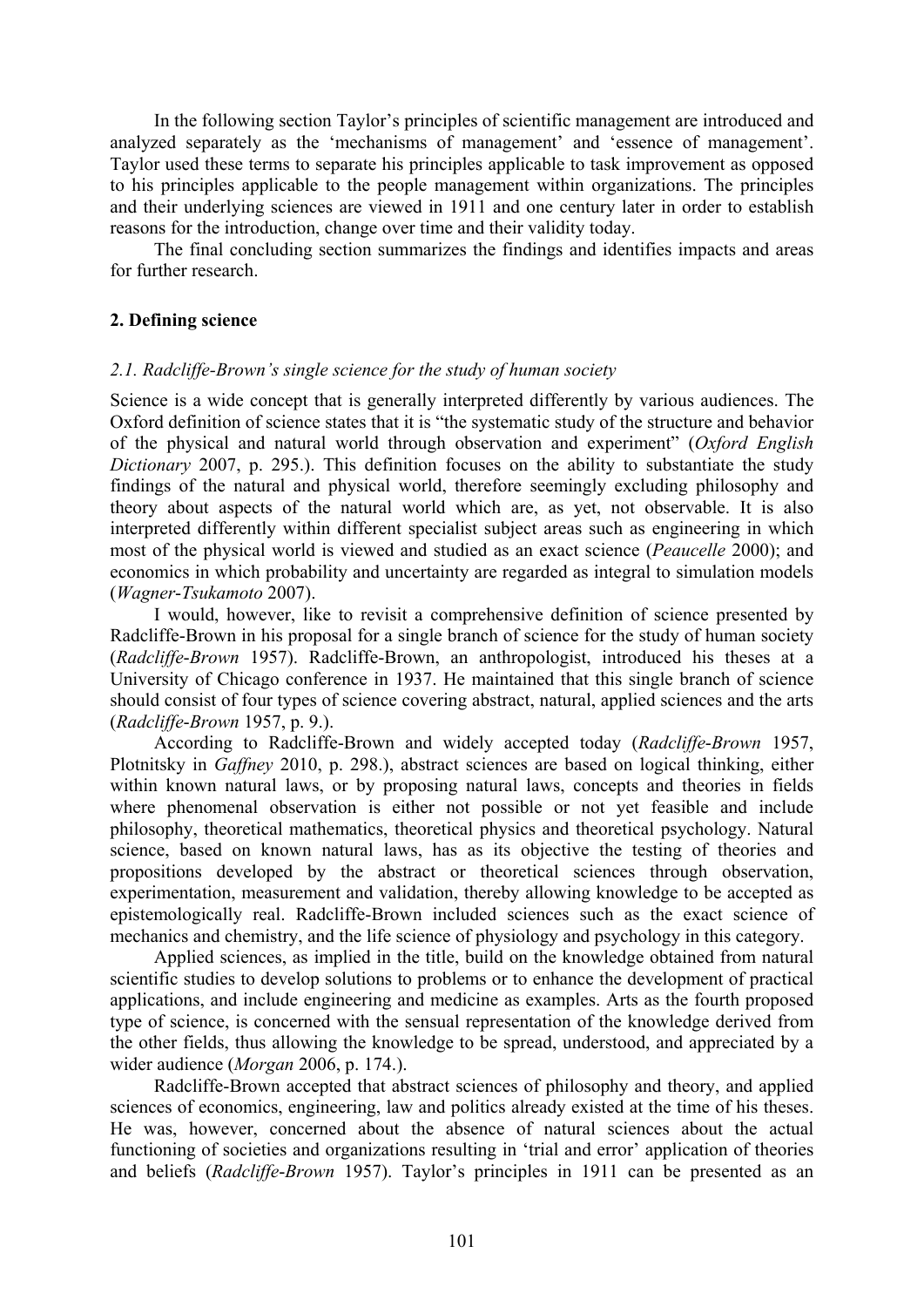In the following section Taylor's principles of scientific management are introduced and analyzed separately as the 'mechanisms of management' and 'essence of management'. Taylor used these terms to separate his principles applicable to task improvement as opposed to his principles applicable to the people management within organizations. The principles and their underlying sciences are viewed in 1911 and one century later in order to establish reasons for the introduction, change over time and their validity today.

The final concluding section summarizes the findings and identifies impacts and areas for further research.

## 2. Defining science

### *2.1. Radcliffe-Brown's single science for the study of human society*

Science is a wide concept that is generally interpreted differently by various audiences. The Oxford definition of science states that it is "the systematic study of the structure and behavior of the physical and natural world through observation and experiment" (*Oxford English Dictionary* 2007, p. 295.). This definition focuses on the ability to substantiate the study findings of the natural and physical world, therefore seemingly excluding philosophy and theory about aspects of the natural world which are, as yet, not observable. It is also interpreted differently within different specialist subject areas such as engineering in which most of the physical world is viewed and studied as an exact science (*Peaucelle* 2000); and economics in which probability and uncertainty are regarded as integral to simulation models (*Wagner-Tsukamoto* 2007).

I would, however, like to revisit a comprehensive definition of science presented by Radcliffe-Brown in his proposal for a single branch of science for the study of human society (*Radcliffe-Brown* 1957). Radcliffe-Brown, an anthropologist, introduced his theses at a University of Chicago conference in 1937. He maintained that this single branch of science should consist of four types of science covering abstract, natural, applied sciences and the arts (*Radcliffe-Brown* 1957, p. 9.).

According to Radcliffe-Brown and widely accepted today (*Radcliffe-Brown* 1957, Plotnitsky in *Gaffney* 2010, p. 298.), abstract sciences are based on logical thinking, either within known natural laws, or by proposing natural laws, concepts and theories in fields where phenomenal observation is either not possible or not yet feasible and include philosophy, theoretical mathematics, theoretical physics and theoretical psychology. Natural science, based on known natural laws, has as its objective the testing of theories and propositions developed by the abstract or theoretical sciences through observation, experimentation, measurement and validation, thereby allowing knowledge to be accepted as epistemologically real. Radcliffe-Brown included sciences such as the exact science of mechanics and chemistry, and the life science of physiology and psychology in this category.

Applied sciences, as implied in the title, build on the knowledge obtained from natural scientific studies to develop solutions to problems or to enhance the development of practical applications, and include engineering and medicine as examples. Arts as the fourth proposed type of science, is concerned with the sensual representation of the knowledge derived from the other fields, thus allowing the knowledge to be spread, understood, and appreciated by a wider audience (*Morgan* 2006, p. 174.).

Radcliffe-Brown accepted that abstract sciences of philosophy and theory, and applied sciences of economics, engineering, law and politics already existed at the time of his theses. He was, however, concerned about the absence of natural sciences about the actual functioning of societies and organizations resulting in 'trial and error' application of theories and beliefs (*Radcliffe-Brown* 1957). Taylor's principles in 1911 can be presented as an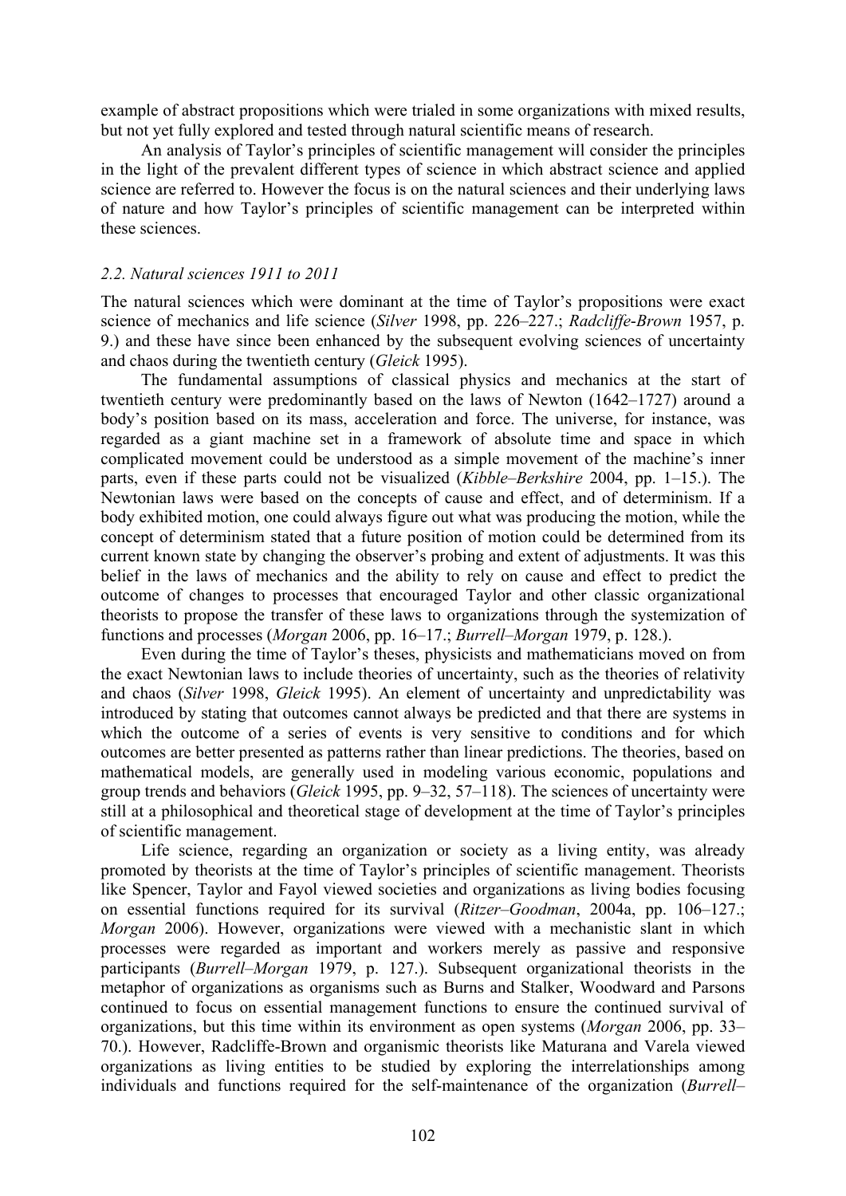example of abstract propositions which were trialed in some organizations with mixed results, but not yet fully explored and tested through natural scientific means of research.

An analysis of Taylor's principles of scientific management will consider the principles in the light of the prevalent different types of science in which abstract science and applied science are referred to. However the focus is on the natural sciences and their underlying laws of nature and how Taylor's principles of scientific management can be interpreted within these sciences.

### *2.2. Natural sciences 1911 to 2011*

The natural sciences which were dominant at the time of Taylor's propositions were exact science of mechanics and life science (*Silver* 1998, pp. 226–227.; *Radcliffe-Brown* 1957, p. 9.) and these have since been enhanced by the subsequent evolving sciences of uncertainty and chaos during the twentieth century (*Gleick* 1995).

The fundamental assumptions of classical physics and mechanics at the start of twentieth century were predominantly based on the laws of Newton (1642–1727) around a body's position based on its mass, acceleration and force. The universe, for instance, was regarded as a giant machine set in a framework of absolute time and space in which complicated movement could be understood as a simple movement of the machine's inner parts, even if these parts could not be visualized (*Kibble–Berkshire* 2004, pp. 1–15.). The Newtonian laws were based on the concepts of cause and effect, and of determinism. If a body exhibited motion, one could always figure out what was producing the motion, while the concept of determinism stated that a future position of motion could be determined from its current known state by changing the observer's probing and extent of adjustments. It was this belief in the laws of mechanics and the ability to rely on cause and effect to predict the outcome of changes to processes that encouraged Taylor and other classic organizational theorists to propose the transfer of these laws to organizations through the systemization of functions and processes (*Morgan* 2006, pp. 16–17.; *Burrell–Morgan* 1979, p. 128.).

Even during the time of Taylor's theses, physicists and mathematicians moved on from the exact Newtonian laws to include theories of uncertainty, such as the theories of relativity and chaos (*Silver* 1998, *Gleick* 1995). An element of uncertainty and unpredictability was introduced by stating that outcomes cannot always be predicted and that there are systems in which the outcome of a series of events is very sensitive to conditions and for which outcomes are better presented as patterns rather than linear predictions. The theories, based on mathematical models, are generally used in modeling various economic, populations and group trends and behaviors (*Gleick* 1995, pp. 9–32, 57–118). The sciences of uncertainty were still at a philosophical and theoretical stage of development at the time of Taylor's principles of scientific management.

Life science, regarding an organization or society as a living entity, was already promoted by theorists at the time of Taylor's principles of scientific management. Theorists like Spencer, Taylor and Fayol viewed societies and organizations as living bodies focusing on essential functions required for its survival (*Ritzer–Goodman*, 2004a, pp. 106–127.; *Morgan* 2006). However, organizations were viewed with a mechanistic slant in which processes were regarded as important and workers merely as passive and responsive participants (*Burrell–Morgan* 1979, p. 127.). Subsequent organizational theorists in the metaphor of organizations as organisms such as Burns and Stalker, Woodward and Parsons continued to focus on essential management functions to ensure the continued survival of organizations, but this time within its environment as open systems (*Morgan* 2006, pp. 33–70.). However, Radcliffe-Brown and organismic theorists like Maturana and Varela viewed organizations as living entities to be studied by exploring the interrelationships among individuals and functions required for the self-maintenance of the organization (*Burrell–*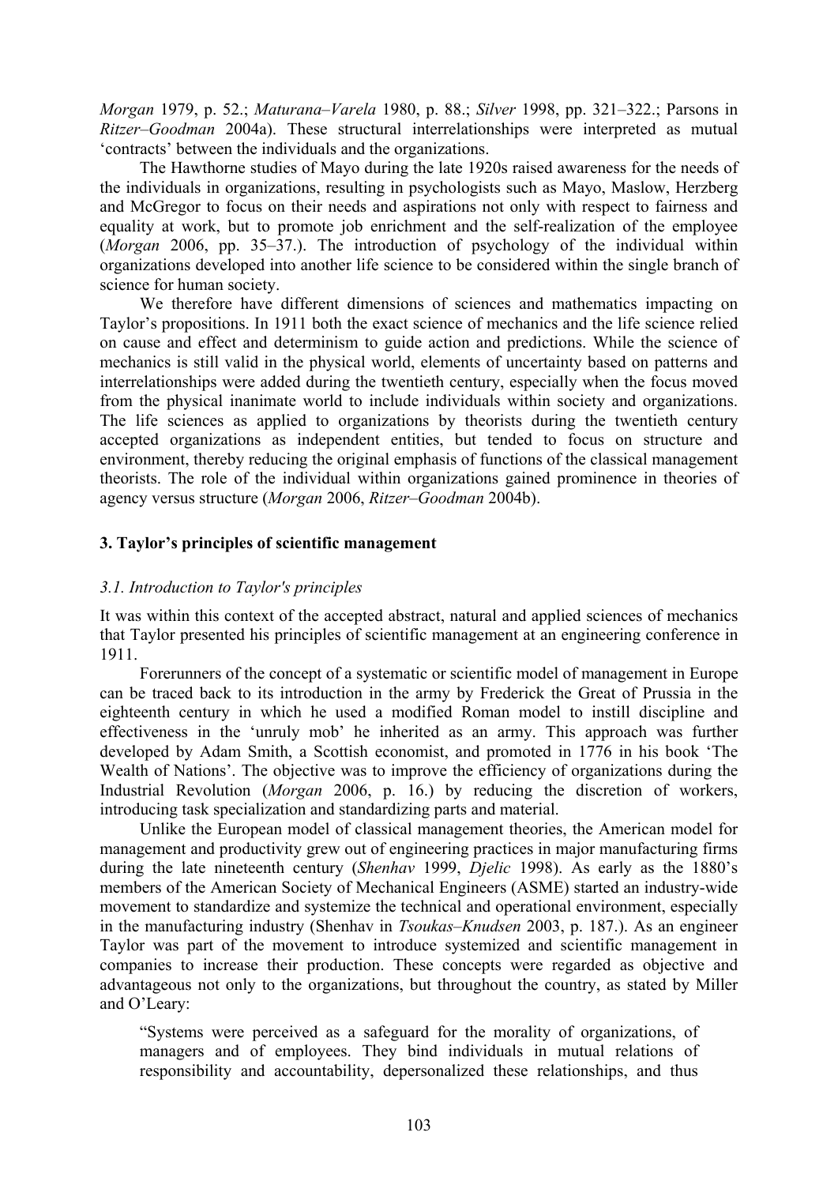*Morgan* 1979, p. 52.; *Maturana–Varela* 1980, p. 88.; *Silver* 1998, pp. 321–322.; Parsons in *Ritzer–Goodman* 2004a). These structural interrelationships were interpreted as mutual 'contracts' between the individuals and the organizations.

The Hawthorne studies of Mayo during the late 1920s raised awareness for the needs of the individuals in organizations, resulting in psychologists such as Mayo, Maslow, Herzberg and McGregor to focus on their needs and aspirations not only with respect to fairness and equality at work, but to promote job enrichment and the self-realization of the employee (*Morgan* 2006, pp. 35–37.). The introduction of psychology of the individual within organizations developed into another life science to be considered within the single branch of science for human society.

We therefore have different dimensions of sciences and mathematics impacting on Taylor's propositions. In 1911 both the exact science of mechanics and the life science relied on cause and effect and determinism to guide action and predictions. While the science of mechanics is still valid in the physical world, elements of uncertainty based on patterns and interrelationships were added during the twentieth century, especially when the focus moved from the physical inanimate world to include individuals within society and organizations. The life sciences as applied to organizations by theorists during the twentieth century accepted organizations as independent entities, but tended to focus on structure and environment, thereby reducing the original emphasis of functions of the classical management theorists. The role of the individual within organizations gained prominence in theories of agency versus structure (*Morgan* 2006, *Ritzer–Goodman* 2004b).

## 3. Taylor's principles of scientific management

### *3.1. Introduction to Taylor's principles*

It was within this context of the accepted abstract, natural and applied sciences of mechanics that Taylor presented his principles of scientific management at an engineering conference in 1911.

Forerunners of the concept of a systematic or scientific model of management in Europe can be traced back to its introduction in the army by Frederick the Great of Prussia in the eighteenth century in which he used a modified Roman model to instill discipline and effectiveness in the 'unruly mob' he inherited as an army. This approach was further developed by Adam Smith, a Scottish economist, and promoted in 1776 in his book 'The Wealth of Nations'. The objective was to improve the efficiency of organizations during the Industrial Revolution (*Morgan* 2006, p. 16.) by reducing the discretion of workers, introducing task specialization and standardizing parts and material.

Unlike the European model of classical management theories, the American model for management and productivity grew out of engineering practices in major manufacturing firms during the late nineteenth century (*Shenhav* 1999, *Djelic* 1998). As early as the 1880's members of the American Society of Mechanical Engineers (ASME) started an industry-wide movement to standardize and systemize the technical and operational environment, especially in the manufacturing industry (Shenhav in *Tsoukas–Knudsen* 2003, p. 187.). As an engineer Taylor was part of the movement to introduce systemized and scientific management in companies to increase their production. These concepts were regarded as objective and advantageous not only to the organizations, but throughout the country, as stated by Miller and O'Leary:

> "Systems were perceived as a safeguard for the morality of organizations, of managers and of employees. They bind individuals in mutual relations of responsibility and accountability, depersonalized these relationships, and thus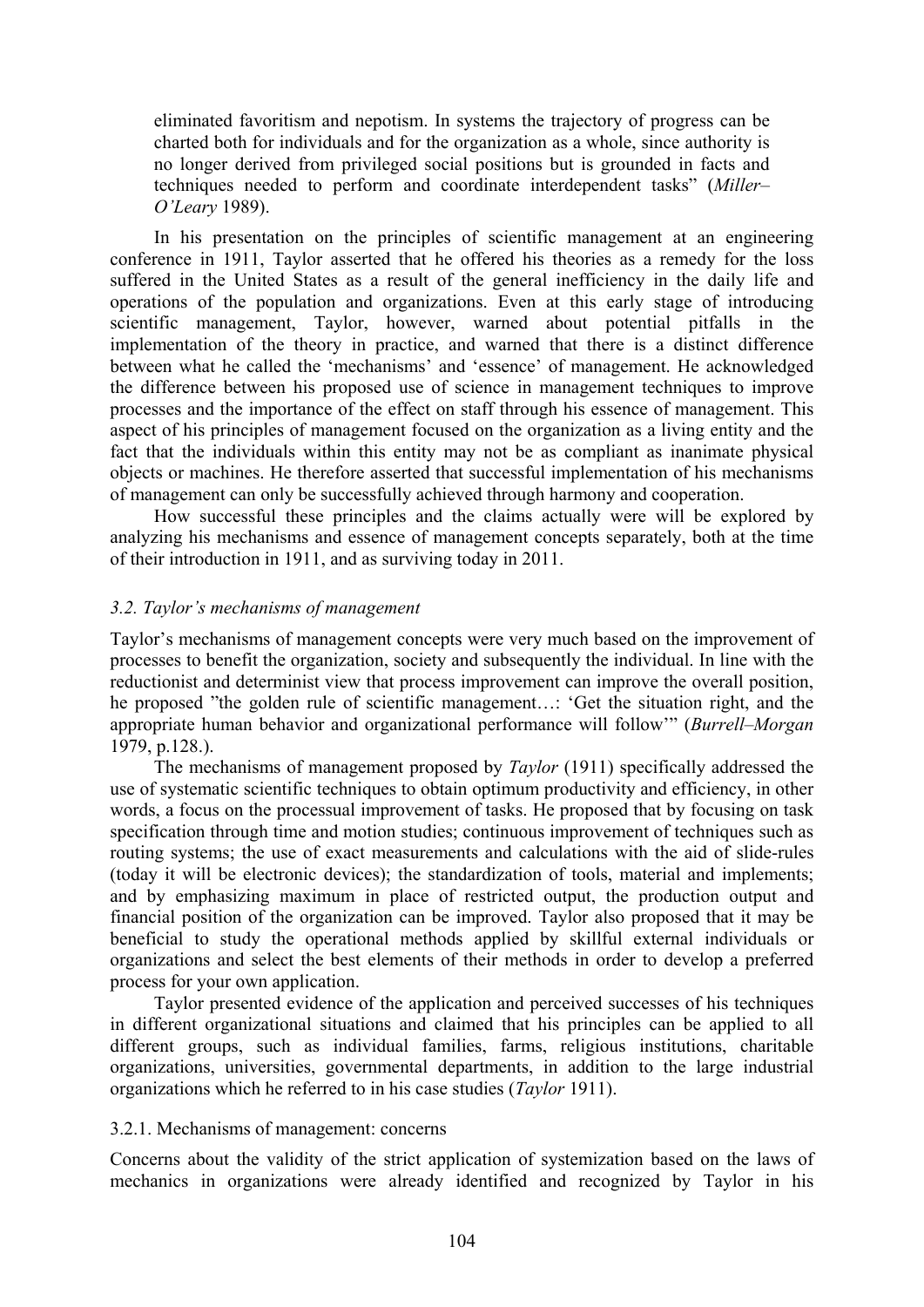eliminated favoritism and nepotism. In systems the trajectory of progress can be charted both for individuals and for the organization as a whole, since authority is no longer derived from privileged social positions but is grounded in facts and techniques needed to perform and coordinate interdependent tasks" (*Miller–O'Leary* 1989).

In his presentation on the principles of scientific management at an engineering conference in 1911, Taylor asserted that he offered his theories as a remedy for the loss suffered in the United States as a result of the general inefficiency in the daily life and operations of the population and organizations. Even at this early stage of introducing scientific management, Taylor, however, warned about potential pitfalls in the implementation of the theory in practice, and warned that there is a distinct difference between what he called the 'mechanisms' and 'essence' of management. He acknowledged the difference between his proposed use of science in management techniques to improve processes and the importance of the effect on staff through his essence of management. This aspect of his principles of management focused on the organization as a living entity and the fact that the individuals within this entity may not be as compliant as inanimate physical objects or machines. He therefore asserted that successful implementation of his mechanisms of management can only be successfully achieved through harmony and cooperation.

How successful these principles and the claims actually were will be explored by analyzing his mechanisms and essence of management concepts separately, both at the time of their introduction in 1911, and as surviving today in 2011.

### *3.2. Taylor's mechanisms of management*

Taylor's mechanisms of management concepts were very much based on the improvement of processes to benefit the organization, society and subsequently the individual. In line with the reductionist and determinist view that process improvement can improve the overall position, he proposed "the golden rule of scientific management…: 'Get the situation right, and the appropriate human behavior and organizational performance will follow'" (*Burrell–Morgan* 1979, p.128.).

The mechanisms of management proposed by *Taylor* (1911) specifically addressed the use of systematic scientific techniques to obtain optimum productivity and efficiency, in other words, a focus on the processual improvement of tasks. He proposed that by focusing on task specification through time and motion studies; continuous improvement of techniques such as routing systems; the use of exact measurements and calculations with the aid of slide-rules (today it will be electronic devices); the standardization of tools, material and implements; and by emphasizing maximum in place of restricted output, the production output and financial position of the organization can be improved. Taylor also proposed that it may be beneficial to study the operational methods applied by skillful external individuals or organizations and select the best elements of their methods in order to develop a preferred process for your own application.

Taylor presented evidence of the application and perceived successes of his techniques in different organizational situations and claimed that his principles can be applied to all different groups, such as individual families, farms, religious institutions, charitable organizations, universities, governmental departments, in addition to the large industrial organizations which he referred to in his case studies (*Taylor* 1911).

#### 3.2.1. Mechanisms of management: concerns

Concerns about the validity of the strict application of systemization based on the laws of mechanics in organizations were already identified and recognized by Taylor in his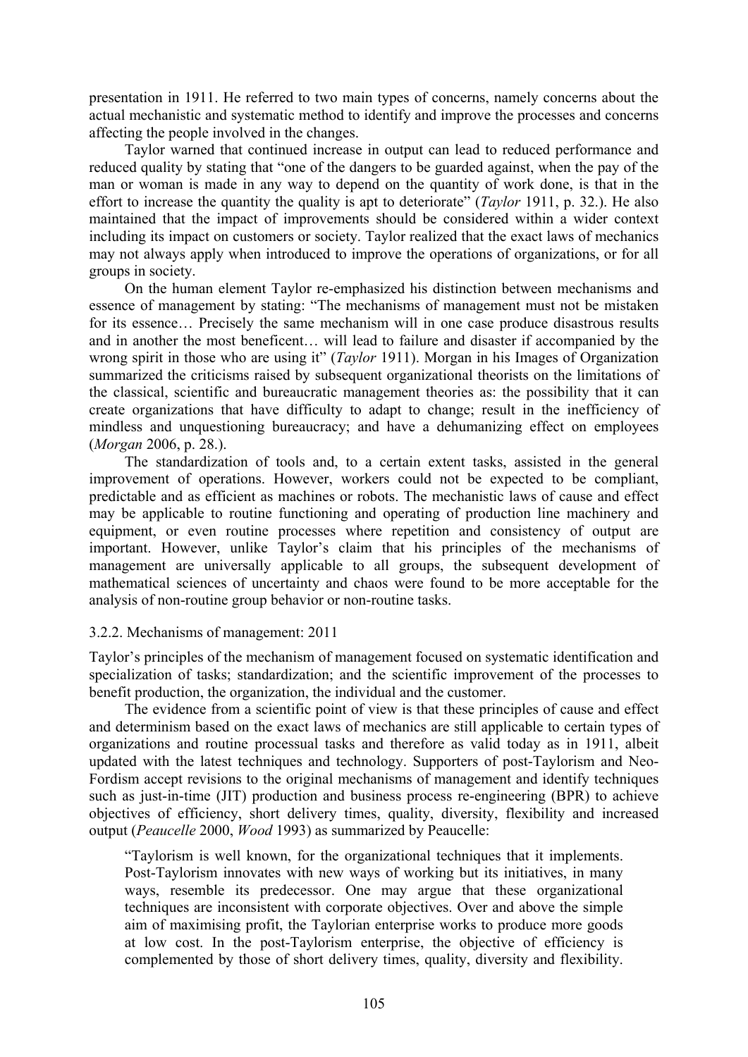presentation in 1911. He referred to two main types of concerns, namely concerns about the actual mechanistic and systematic method to identify and improve the processes and concerns affecting the people involved in the changes.

Taylor warned that continued increase in output can lead to reduced performance and reduced quality by stating that "one of the dangers to be guarded against, when the pay of the man or woman is made in any way to depend on the quantity of work done, is that in the effort to increase the quantity the quality is apt to deteriorate" (*Taylor* 1911, p. 32.). He also maintained that the impact of improvements should be considered within a wider context including its impact on customers or society. Taylor realized that the exact laws of mechanics may not always apply when introduced to improve the operations of organizations, or for all groups in society.

On the human element Taylor re-emphasized his distinction between mechanisms and essence of management by stating: "The mechanisms of management must not be mistaken for its essence… Precisely the same mechanism will in one case produce disastrous results and in another the most beneficent… will lead to failure and disaster if accompanied by the wrong spirit in those who are using it" (*Taylor* 1911). Morgan in his Images of Organization summarized the criticisms raised by subsequent organizational theorists on the limitations of the classical, scientific and bureaucratic management theories as: the possibility that it can create organizations that have difficulty to adapt to change; result in the inefficiency of mindless and unquestioning bureaucracy; and have a dehumanizing effect on employees (*Morgan* 2006, p. 28.).

The standardization of tools and, to a certain extent tasks, assisted in the general improvement of operations. However, workers could not be expected to be compliant, predictable and as efficient as machines or robots. The mechanistic laws of cause and effect may be applicable to routine functioning and operating of production line machinery and equipment, or even routine processes where repetition and consistency of output are important. However, unlike Taylor's claim that his principles of the mechanisms of management are universally applicable to all groups, the subsequent development of mathematical sciences of uncertainty and chaos were found to be more acceptable for the analysis of non-routine group behavior or non-routine tasks.

### 3.2.2. Mechanisms of management: 2011

Taylor's principles of the mechanism of management focused on systematic identification and specialization of tasks; standardization; and the scientific improvement of the processes to benefit production, the organization, the individual and the customer.

The evidence from a scientific point of view is that these principles of cause and effect and determinism based on the exact laws of mechanics are still applicable to certain types of organizations and routine processual tasks and therefore as valid today as in 1911, albeit updated with the latest techniques and technology. Supporters of post-Taylorism and Neo-Fordism accept revisions to the original mechanisms of management and identify techniques such as just-in-time (JIT) production and business process re-engineering (BPR) to achieve objectives of efficiency, short delivery times, quality, diversity, flexibility and increased output (*Peaucelle* 2000, *Wood* 1993) as summarized by Peaucelle:

> "Taylorism is well known, for the organizational techniques that it implements. Post-Taylorism innovates with new ways of working but its initiatives, in many ways, resemble its predecessor. One may argue that these organizational techniques are inconsistent with corporate objectives. Over and above the simple aim of maximising profit, the Taylorian enterprise works to produce more goods at low cost. In the post-Taylorism enterprise, the objective of efficiency is complemented by those of short delivery times, quality, diversity and flexibility.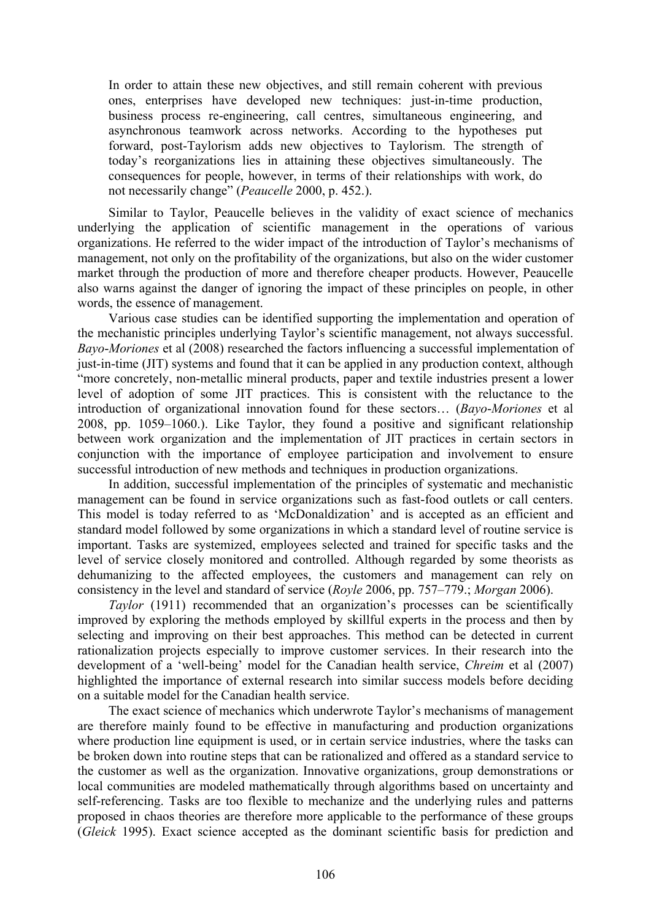> In order to attain these new objectives, and still remain coherent with previous ones, enterprises have developed new techniques: just-in-time production, business process re-engineering, call centres, simultaneous engineering, and asynchronous teamwork across networks. According to the hypotheses put forward, post-Taylorism adds new objectives to Taylorism. The strength of today's reorganizations lies in attaining these objectives simultaneously. The consequences for people, however, in terms of their relationships with work, do not necessarily change" (*Peaucelle* 2000, p. 452.).

Similar to Taylor, Peaucelle believes in the validity of exact science of mechanics underlying the application of scientific management in the operations of various organizations. He referred to the wider impact of the introduction of Taylor's mechanisms of management, not only on the profitability of the organizations, but also on the wider customer market through the production of more and therefore cheaper products. However, Peaucelle also warns against the danger of ignoring the impact of these principles on people, in other words, the essence of management.

Various case studies can be identified supporting the implementation and operation of the mechanistic principles underlying Taylor's scientific management, not always successful. *Bayo-Moriones* et al (2008) researched the factors influencing a successful implementation of just-in-time (JIT) systems and found that it can be applied in any production context, although "more concretely, non-metallic mineral products, paper and textile industries present a lower level of adoption of some JIT practices. This is consistent with the reluctance to the introduction of organizational innovation found for these sectors… (*Bayo-Moriones* et al 2008, pp. 1059–1060.). Like Taylor, they found a positive and significant relationship between work organization and the implementation of JIT practices in certain sectors in conjunction with the importance of employee participation and involvement to ensure successful introduction of new methods and techniques in production organizations.

In addition, successful implementation of the principles of systematic and mechanistic management can be found in service organizations such as fast-food outlets or call centers. This model is today referred to as 'McDonaldization' and is accepted as an efficient and standard model followed by some organizations in which a standard level of routine service is important. Tasks are systemized, employees selected and trained for specific tasks and the level of service closely monitored and controlled. Although regarded by some theorists as dehumanizing to the affected employees, the customers and management can rely on consistency in the level and standard of service (*Royle* 2006, pp. 757–779.; *Morgan* 2006).

*Taylor* (1911) recommended that an organization's processes can be scientifically improved by exploring the methods employed by skillful experts in the process and then by selecting and improving on their best approaches. This method can be detected in current rationalization projects especially to improve customer services. In their research into the development of a 'well-being' model for the Canadian health service, *Chreim* et al (2007) highlighted the importance of external research into similar success models before deciding on a suitable model for the Canadian health service.

The exact science of mechanics which underwrote Taylor's mechanisms of management are therefore mainly found to be effective in manufacturing and production organizations where production line equipment is used, or in certain service industries, where the tasks can be broken down into routine steps that can be rationalized and offered as a standard service to the customer as well as the organization. Innovative organizations, group demonstrations or local communities are modeled mathematically through algorithms based on uncertainty and self-referencing. Tasks are too flexible to mechanize and the underlying rules and patterns proposed in chaos theories are therefore more applicable to the performance of these groups (*Gleick* 1995). Exact science accepted as the dominant scientific basis for prediction and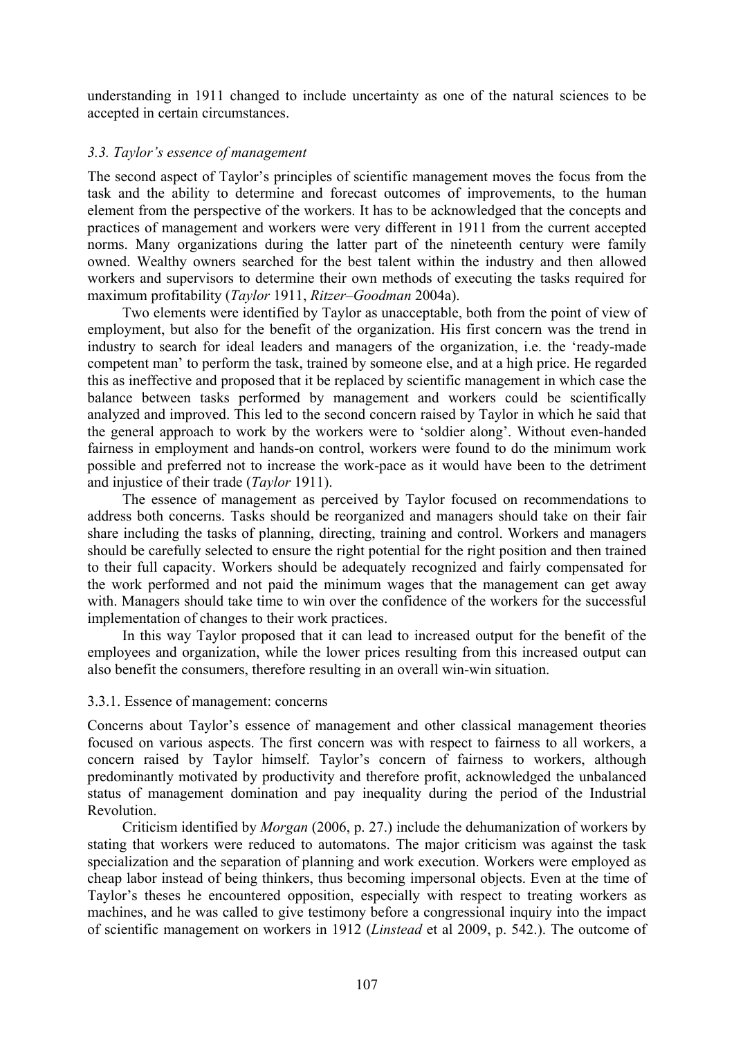understanding in 1911 changed to include uncertainty as one of the natural sciences to be accepted in certain circumstances.

### *3.3. Taylor's essence of management*

The second aspect of Taylor's principles of scientific management moves the focus from the task and the ability to determine and forecast outcomes of improvements, to the human element from the perspective of the workers. It has to be acknowledged that the concepts and practices of management and workers were very different in 1911 from the current accepted norms. Many organizations during the latter part of the nineteenth century were family owned. Wealthy owners searched for the best talent within the industry and then allowed workers and supervisors to determine their own methods of executing the tasks required for maximum profitability (*Taylor* 1911, *Ritzer–Goodman* 2004a).

Two elements were identified by Taylor as unacceptable, both from the point of view of employment, but also for the benefit of the organization. His first concern was the trend in industry to search for ideal leaders and managers of the organization, i.e. the 'ready-made competent man' to perform the task, trained by someone else, and at a high price. He regarded this as ineffective and proposed that it be replaced by scientific management in which case the balance between tasks performed by management and workers could be scientifically analyzed and improved. This led to the second concern raised by Taylor in which he said that the general approach to work by the workers were to 'soldier along'. Without even-handed fairness in employment and hands-on control, workers were found to do the minimum work possible and preferred not to increase the work-pace as it would have been to the detriment and injustice of their trade (*Taylor* 1911).

The essence of management as perceived by Taylor focused on recommendations to address both concerns. Tasks should be reorganized and managers should take on their fair share including the tasks of planning, directing, training and control. Workers and managers should be carefully selected to ensure the right potential for the right position and then trained to their full capacity. Workers should be adequately recognized and fairly compensated for the work performed and not paid the minimum wages that the management can get away with. Managers should take time to win over the confidence of the workers for the successful implementation of changes to their work practices.

In this way Taylor proposed that it can lead to increased output for the benefit of the employees and organization, while the lower prices resulting from this increased output can also benefit the consumers, therefore resulting in an overall win-win situation.

#### 3.3.1. Essence of management: concerns

Concerns about Taylor's essence of management and other classical management theories focused on various aspects. The first concern was with respect to fairness to all workers, a concern raised by Taylor himself. Taylor's concern of fairness to workers, although predominantly motivated by productivity and therefore profit, acknowledged the unbalanced status of management domination and pay inequality during the period of the Industrial Revolution.

Criticism identified by *Morgan* (2006, p. 27.) include the dehumanization of workers by stating that workers were reduced to automatons. The major criticism was against the task specialization and the separation of planning and work execution. Workers were employed as cheap labor instead of being thinkers, thus becoming impersonal objects. Even at the time of Taylor's theses he encountered opposition, especially with respect to treating workers as machines, and he was called to give testimony before a congressional inquiry into the impact of scientific management on workers in 1912 (*Linstead* et al 2009, p. 542.). The outcome of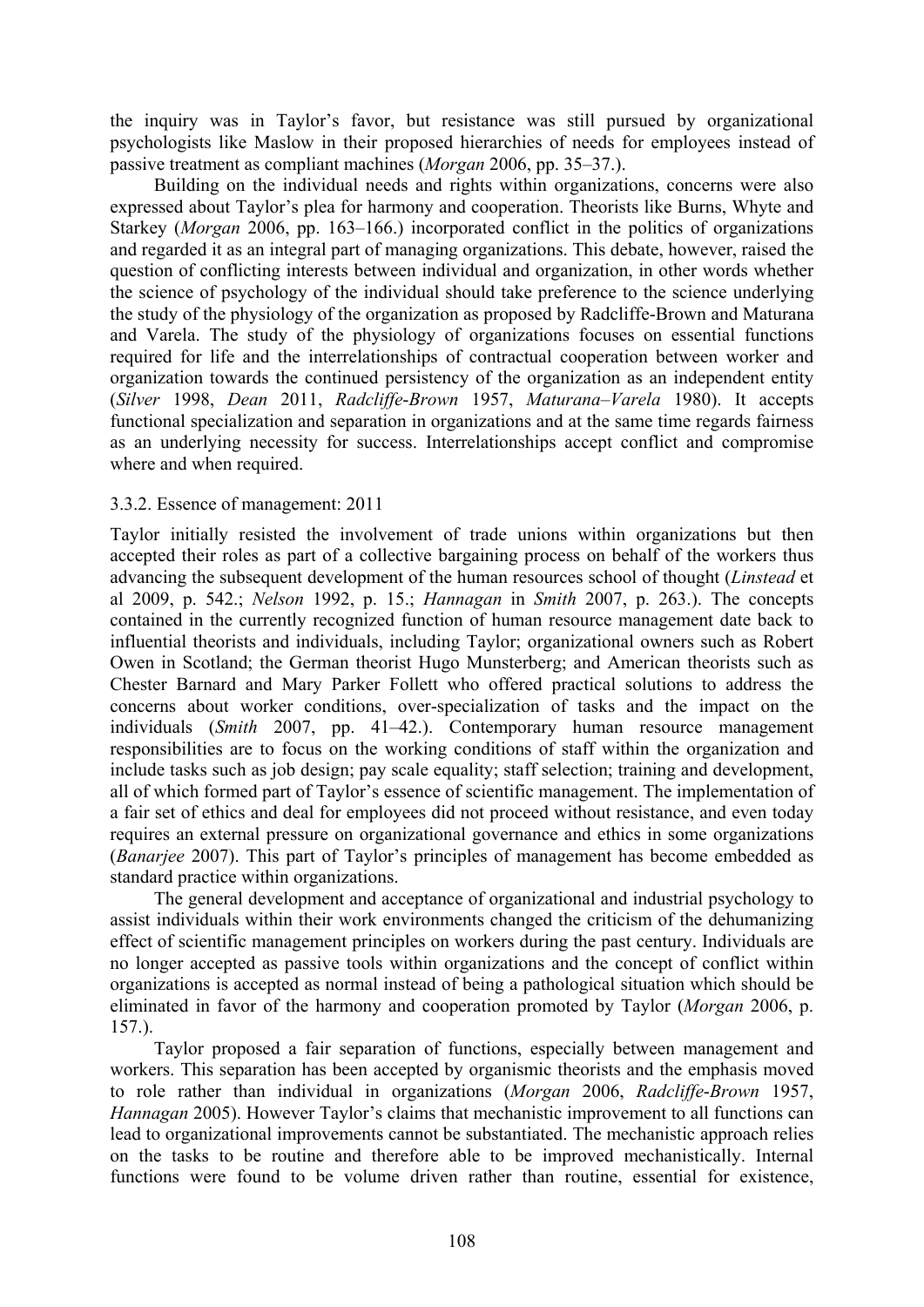the inquiry was in Taylor's favor, but resistance was still pursued by organizational psychologists like Maslow in their proposed hierarchies of needs for employees instead of passive treatment as compliant machines (*Morgan* 2006, pp. 35–37.).

Building on the individual needs and rights within organizations, concerns were also expressed about Taylor's plea for harmony and cooperation. Theorists like Burns, Whyte and Starkey (*Morgan* 2006, pp. 163–166.) incorporated conflict in the politics of organizations and regarded it as an integral part of managing organizations. This debate, however, raised the question of conflicting interests between individual and organization, in other words whether the science of psychology of the individual should take preference to the science underlying the study of the physiology of the organization as proposed by Radcliffe-Brown and Maturana and Varela. The study of the physiology of organizations focuses on essential functions required for life and the interrelationships of contractual cooperation between worker and organization towards the continued persistency of the organization as an independent entity (*Silver* 1998, *Dean* 2011, *Radcliffe-Brown* 1957, *Maturana–Varela* 1980). It accepts functional specialization and separation in organizations and at the same time regards fairness as an underlying necessity for success. Interrelationships accept conflict and compromise where and when required.

### 3.3.2. Essence of management: 2011

Taylor initially resisted the involvement of trade unions within organizations but then accepted their roles as part of a collective bargaining process on behalf of the workers thus advancing the subsequent development of the human resources school of thought (*Linstead* et al 2009, p. 542.; *Nelson* 1992, p. 15.; *Hannagan* in *Smith* 2007, p. 263.). The concepts contained in the currently recognized function of human resource management date back to influential theorists and individuals, including Taylor; organizational owners such as Robert Owen in Scotland; the German theorist Hugo Munsterberg; and American theorists such as Chester Barnard and Mary Parker Follett who offered practical solutions to address the concerns about worker conditions, over-specialization of tasks and the impact on the individuals (*Smith* 2007, pp. 41–42.). Contemporary human resource management responsibilities are to focus on the working conditions of staff within the organization and include tasks such as job design; pay scale equality; staff selection; training and development, all of which formed part of Taylor's essence of scientific management. The implementation of a fair set of ethics and deal for employees did not proceed without resistance, and even today requires an external pressure on organizational governance and ethics in some organizations (*Banarjee* 2007). This part of Taylor's principles of management has become embedded as standard practice within organizations.

The general development and acceptance of organizational and industrial psychology to assist individuals within their work environments changed the criticism of the dehumanizing effect of scientific management principles on workers during the past century. Individuals are no longer accepted as passive tools within organizations and the concept of conflict within organizations is accepted as normal instead of being a pathological situation which should be eliminated in favor of the harmony and cooperation promoted by Taylor (*Morgan* 2006, p. 157.).

Taylor proposed a fair separation of functions, especially between management and workers. This separation has been accepted by organismic theorists and the emphasis moved to role rather than individual in organizations (*Morgan* 2006, *Radcliffe-Brown* 1957, *Hannagan* 2005). However Taylor's claims that mechanistic improvement to all functions can lead to organizational improvements cannot be substantiated. The mechanistic approach relies on the tasks to be routine and therefore able to be improved mechanistically. Internal functions were found to be volume driven rather than routine, essential for existence,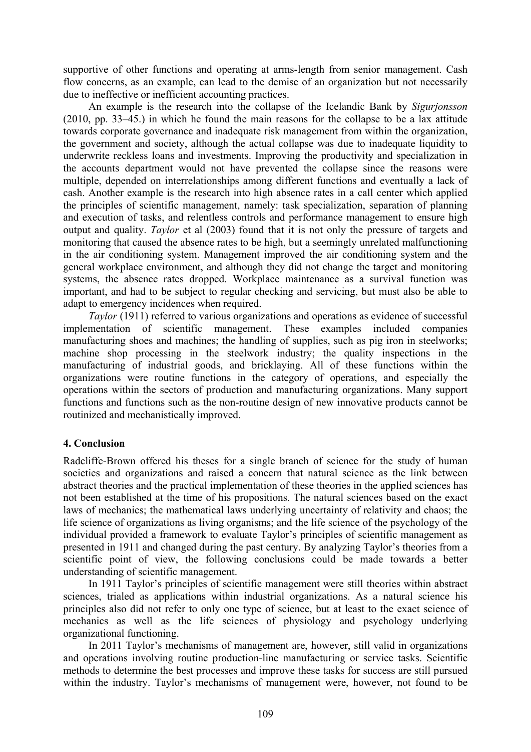supportive of other functions and operating at arms-length from senior management. Cash flow concerns, as an example, can lead to the demise of an organization but not necessarily due to ineffective or inefficient accounting practices.

An example is the research into the collapse of the Icelandic Bank by *Sigurjonsson* (2010, pp. 33–45.) in which he found the main reasons for the collapse to be a lax attitude towards corporate governance and inadequate risk management from within the organization, the government and society, although the actual collapse was due to inadequate liquidity to underwrite reckless loans and investments. Improving the productivity and specialization in the accounts department would not have prevented the collapse since the reasons were multiple, depended on interrelationships among different functions and eventually a lack of cash. Another example is the research into high absence rates in a call center which applied the principles of scientific management, namely: task specialization, separation of planning and execution of tasks, and relentless controls and performance management to ensure high output and quality. *Taylor* et al (2003) found that it is not only the pressure of targets and monitoring that caused the absence rates to be high, but a seemingly unrelated malfunctioning in the air conditioning system. Management improved the air conditioning system and the general workplace environment, and although they did not change the target and monitoring systems, the absence rates dropped. Workplace maintenance as a survival function was important, and had to be subject to regular checking and servicing, but must also be able to adapt to emergency incidences when required.

*Taylor* (1911) referred to various organizations and operations as evidence of successful implementation of scientific management. These examples included companies manufacturing shoes and machines; the handling of supplies, such as pig iron in steelworks; machine shop processing in the steelwork industry; the quality inspections in the manufacturing of industrial goods, and bricklaying. All of these functions within the organizations were routine functions in the category of operations, and especially the operations within the sectors of production and manufacturing organizations. Many support functions and functions such as the non-routine design of new innovative products cannot be routinized and mechanistically improved.

## 4. Conclusion

Radcliffe-Brown offered his theses for a single branch of science for the study of human societies and organizations and raised a concern that natural science as the link between abstract theories and the practical implementation of these theories in the applied sciences has not been established at the time of his propositions. The natural sciences based on the exact laws of mechanics; the mathematical laws underlying uncertainty of relativity and chaos; the life science of organizations as living organisms; and the life science of the psychology of the individual provided a framework to evaluate Taylor's principles of scientific management as presented in 1911 and changed during the past century. By analyzing Taylor's theories from a scientific point of view, the following conclusions could be made towards a better understanding of scientific management.

In 1911 Taylor's principles of scientific management were still theories within abstract sciences, trialed as applications within industrial organizations. As a natural science his principles also did not refer to only one type of science, but at least to the exact science of mechanics as well as the life sciences of physiology and psychology underlying organizational functioning.

In 2011 Taylor's mechanisms of management are, however, still valid in organizations and operations involving routine production-line manufacturing or service tasks. Scientific methods to determine the best processes and improve these tasks for success are still pursued within the industry. Taylor's mechanisms of management were, however, not found to be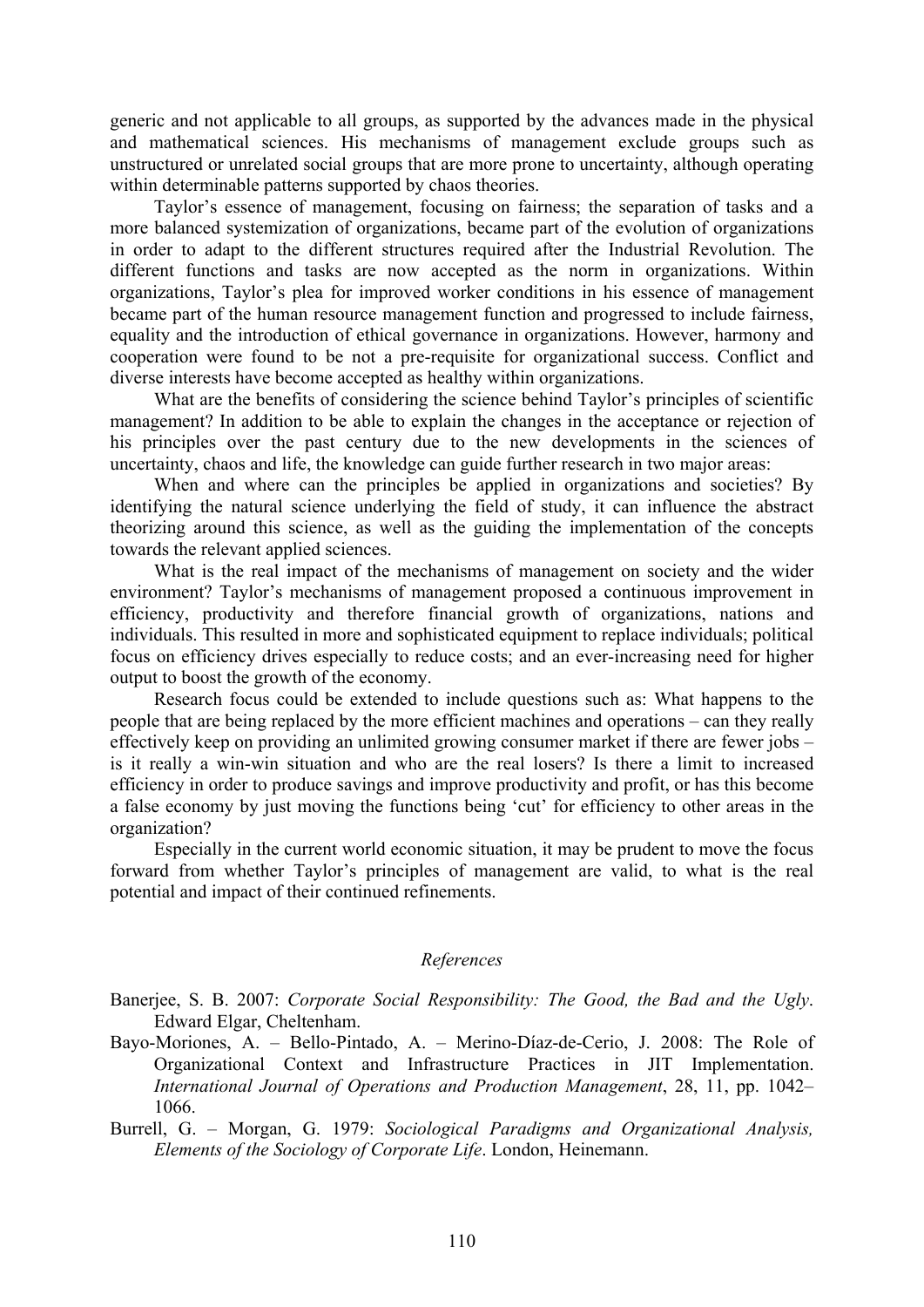generic and not applicable to all groups, as supported by the advances made in the physical and mathematical sciences. His mechanisms of management exclude groups such as unstructured or unrelated social groups that are more prone to uncertainty, although operating within determinable patterns supported by chaos theories.

Taylor's essence of management, focusing on fairness; the separation of tasks and a more balanced systemization of organizations, became part of the evolution of organizations in order to adapt to the different structures required after the Industrial Revolution. The different functions and tasks are now accepted as the norm in organizations. Within organizations, Taylor's plea for improved worker conditions in his essence of management became part of the human resource management function and progressed to include fairness, equality and the introduction of ethical governance in organizations. However, harmony and cooperation were found to be not a pre-requisite for organizational success. Conflict and diverse interests have become accepted as healthy within organizations.

What are the benefits of considering the science behind Taylor's principles of scientific management? In addition to be able to explain the changes in the acceptance or rejection of his principles over the past century due to the new developments in the sciences of uncertainty, chaos and life, the knowledge can guide further research in two major areas:

When and where can the principles be applied in organizations and societies? By identifying the natural science underlying the field of study, it can influence the abstract theorizing around this science, as well as the guiding the implementation of the concepts towards the relevant applied sciences.

What is the real impact of the mechanisms of management on society and the wider environment? Taylor's mechanisms of management proposed a continuous improvement in efficiency, productivity and therefore financial growth of organizations, nations and individuals. This resulted in more and sophisticated equipment to replace individuals; political focus on efficiency drives especially to reduce costs; and an ever-increasing need for higher output to boost the growth of the economy.

Research focus could be extended to include questions such as: What happens to the people that are being replaced by the more efficient machines and operations – can they really effectively keep on providing an unlimited growing consumer market if there are fewer jobs – is it really a win-win situation and who are the real losers? Is there a limit to increased efficiency in order to produce savings and improve productivity and profit, or has this become a false economy by just moving the functions being 'cut' for efficiency to other areas in the organization?

Especially in the current world economic situation, it may be prudent to move the focus forward from whether Taylor's principles of management are valid, to what is the real potential and impact of their continued refinements.

## *References*

Banerjee, S. B. 2007: *Corporate Social Responsibility: The Good, the Bad and the Ugly*. Edward Elgar, Cheltenham.

Bayo-Moriones, A. – Bello-Pintado, A. – Merino-Díaz-de-Cerio, J. 2008: The Role of Organizational Context and Infrastructure Practices in JIT Implementation. *International Journal of Operations and Production Management*, 28, 11, pp. 1042–1066.

Burrell, G. – Morgan, G. 1979: *Sociological Paradigms and Organizational Analysis, Elements of the Sociology of Corporate Life*. London, Heinemann.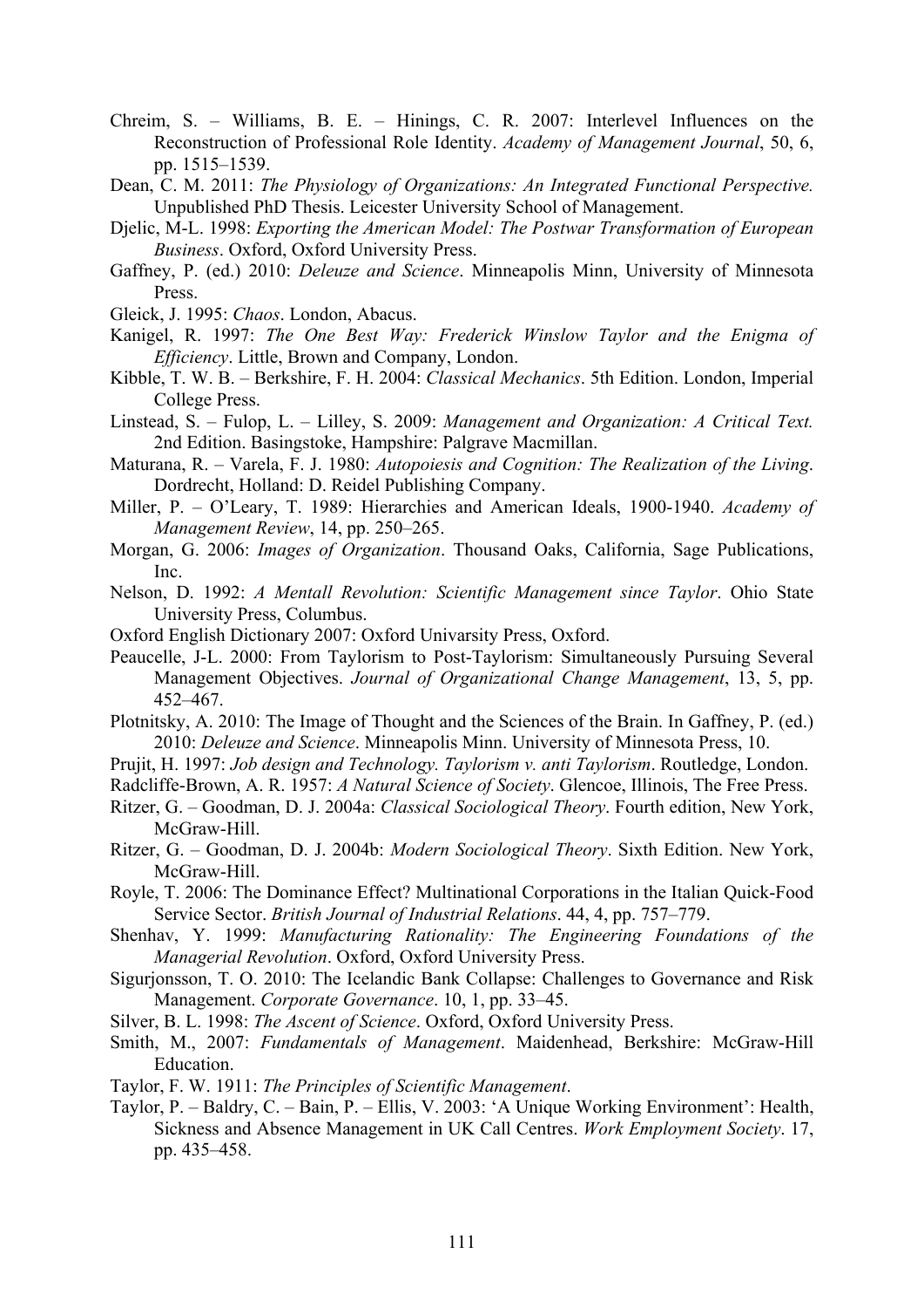Chreim, S. – Williams, B. E. – Hinings, C. R. 2007: Interlevel Influences on the Reconstruction of Professional Role Identity. *Academy of Management Journal*, 50, 6, pp. 1515–1539.

Dean, C. M. 2011: *The Physiology of Organizations: An Integrated Functional Perspective.* Unpublished PhD Thesis. Leicester University School of Management.

Djelic, M-L. 1998: *Exporting the American Model: The Postwar Transformation of European Business*. Oxford, Oxford University Press.

Gaffney, P. (ed.) 2010: *Deleuze and Science*. Minneapolis Minn, University of Minnesota Press.

Gleick, J. 1995: *Chaos*. London, Abacus.

Kanigel, R. 1997: *The One Best Way: Frederick Winslow Taylor and the Enigma of Efficiency*. Little, Brown and Company, London.

Kibble, T. W. B. – Berkshire, F. H. 2004: *Classical Mechanics*. 5th Edition. London, Imperial College Press.

Linstead, S. – Fulop, L. – Lilley, S. 2009: *Management and Organization: A Critical Text.* 2nd Edition. Basingstoke, Hampshire: Palgrave Macmillan.

Maturana, R. – Varela, F. J. 1980: *Autopoiesis and Cognition: The Realization of the Living*. Dordrecht, Holland: D. Reidel Publishing Company.

Miller, P. – O'Leary, T. 1989: Hierarchies and American Ideals, 1900-1940. *Academy of Management Review*, 14, pp. 250–265.

Morgan, G. 2006: *Images of Organization*. Thousand Oaks, California, Sage Publications, Inc.

Nelson, D. 1992: *A Mentall Revolution: Scientific Management since Taylor*. Ohio State University Press, Columbus.

Oxford English Dictionary 2007: Oxford Univarsity Press, Oxford.

Peaucelle, J-L. 2000: From Taylorism to Post-Taylorism: Simultaneously Pursuing Several Management Objectives. *Journal of Organizational Change Management*, 13, 5, pp. 452–467.

Plotnitsky, A. 2010: The Image of Thought and the Sciences of the Brain. In Gaffney, P. (ed.) 2010: *Deleuze and Science*. Minneapolis Minn. University of Minnesota Press, 10.

Prujit, H. 1997: *Job design and Technology. Taylorism v. anti Taylorism*. Routledge, London.

Radcliffe-Brown, A. R. 1957: *A Natural Science of Society*. Glencoe, Illinois, The Free Press.

Ritzer, G. – Goodman, D. J. 2004a: *Classical Sociological Theory*. Fourth edition, New York, McGraw-Hill.

Ritzer, G. – Goodman, D. J. 2004b: *Modern Sociological Theory*. Sixth Edition. New York, McGraw-Hill.

Royle, T. 2006: The Dominance Effect? Multinational Corporations in the Italian Quick-Food Service Sector. *British Journal of Industrial Relations*. 44, 4, pp. 757–779.

Shenhav, Y. 1999: *Manufacturing Rationality: The Engineering Foundations of the Managerial Revolution*. Oxford, Oxford University Press.

Sigurjonsson, T. O. 2010: The Icelandic Bank Collapse: Challenges to Governance and Risk Management. *Corporate Governance*. 10, 1, pp. 33–45.

Silver, B. L. 1998: *The Ascent of Science*. Oxford, Oxford University Press.

Smith, M., 2007: *Fundamentals of Management*. Maidenhead, Berkshire: McGraw-Hill Education.

Taylor, F. W. 1911: *The Principles of Scientific Management*.

Taylor, P. – Baldry, C. – Bain, P. – Ellis, V. 2003: 'A Unique Working Environment': Health, Sickness and Absence Management in UK Call Centres. *Work Employment Society*. 17, pp. 435–458.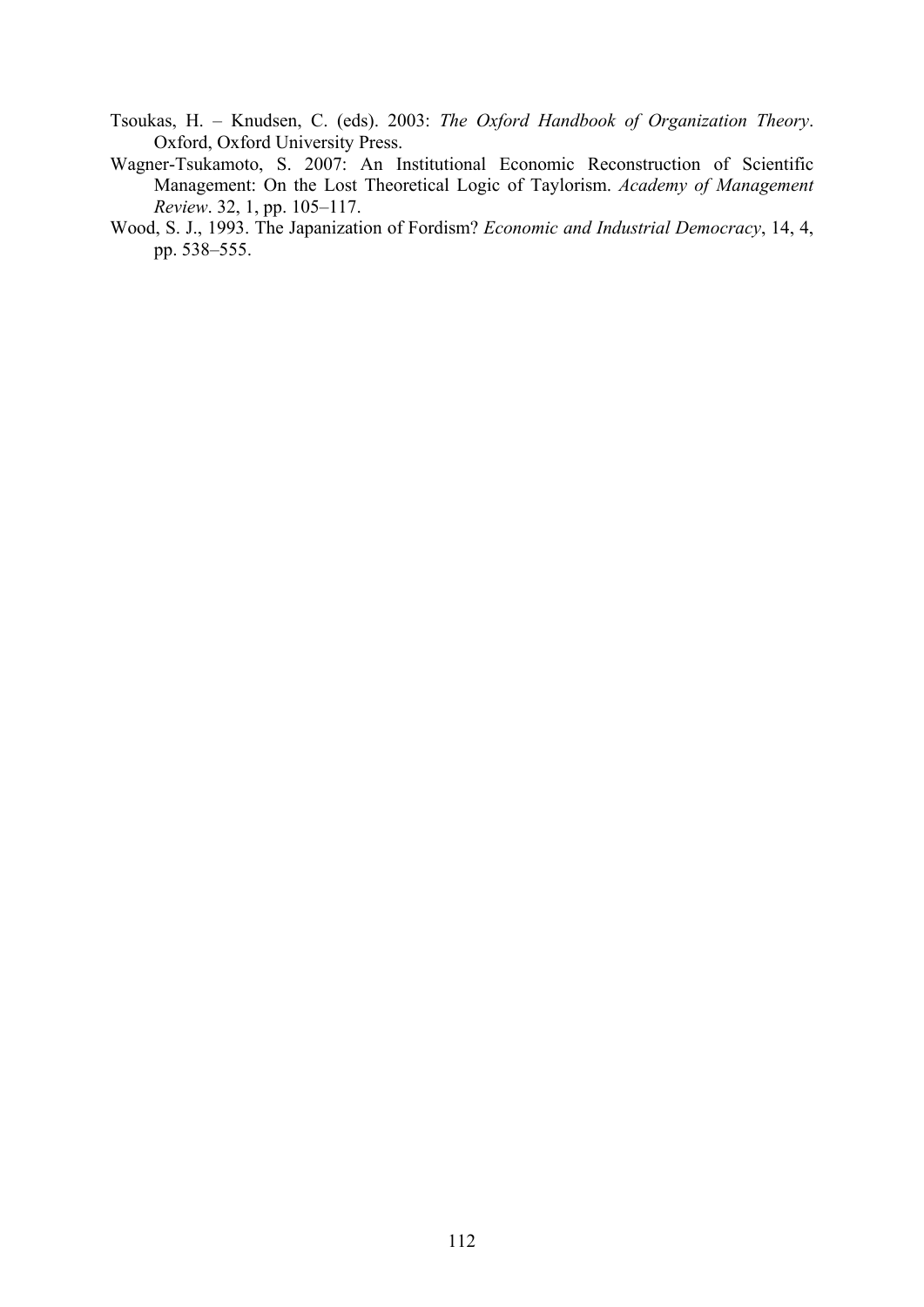Tsoukas, H. – Knudsen, C. (eds). 2003: *The Oxford Handbook of Organization Theory*. Oxford, Oxford University Press.

Wagner-Tsukamoto, S. 2007: An Institutional Economic Reconstruction of Scientific Management: On the Lost Theoretical Logic of Taylorism. *Academy of Management Review*. 32, 1, pp. 105–117.

Wood, S. J., 1993. The Japanization of Fordism? *Economic and Industrial Democracy*, 14, 4, pp. 538–555.